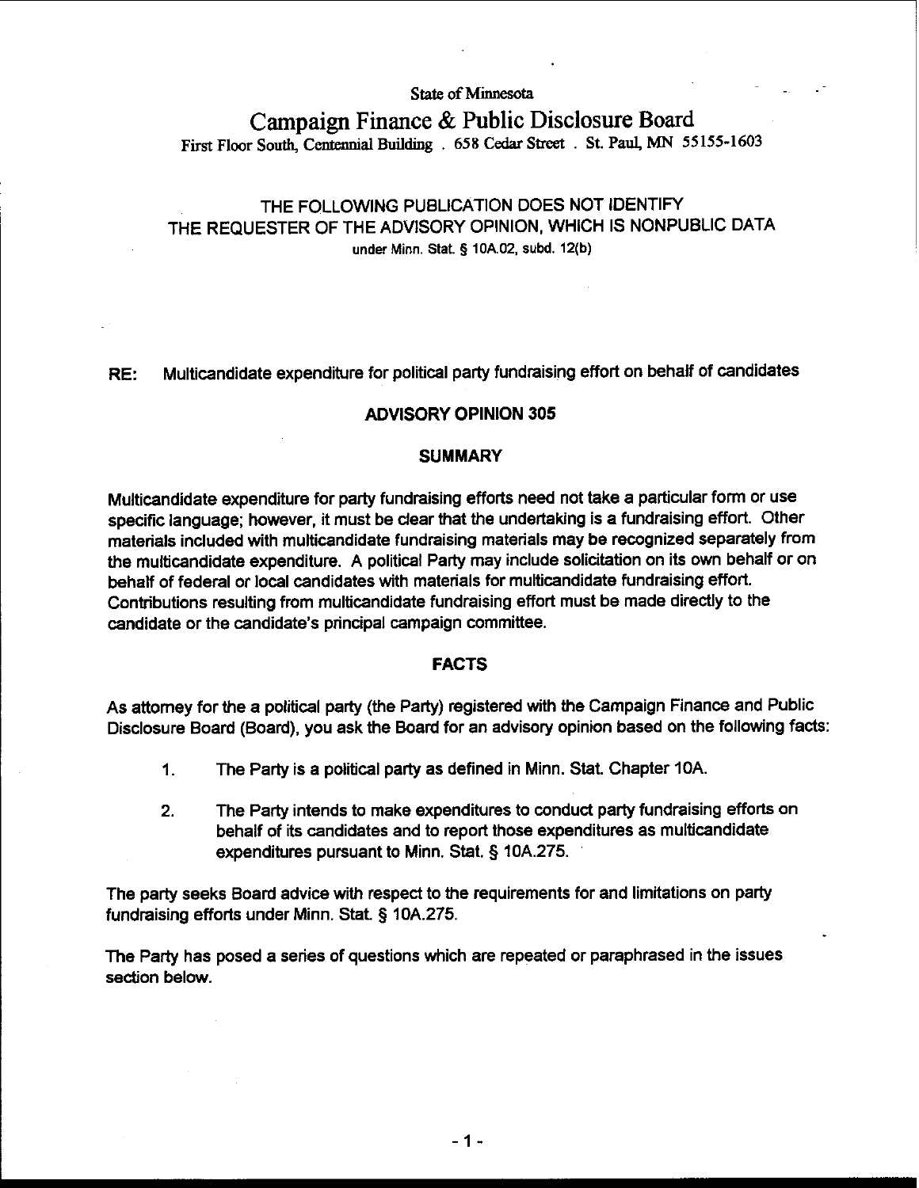State of Minnesota

# Campaign Finance & Public Disclosure Board

First Floor South, Centennial Building . 658 Cedar Street . St. Paul, MN 55155-1603

THE FOLLOWING PUBLICATION DOES NOT IDENTIFY THE REQUESTER OF THE ADVISORY OPINION, WHICH IS NONPUBLIC DATA under Minn. Stat. § 10A.02, subd. 12(b)

RE: Multicandidate expenditure for political party fundraising effort on behalf of candidates

## ADVISORY OPINION 305

### SUMMARY

Multicandidate expenditure for party fundraising efforts need not take a particular form or use specific language; however, it must be clear that the undertaking is a fundraising effort. Other materials included with multicandidate fundraising materials may be recognized separately from the multicandidate expenditure. A political Party may include solicitation on its own behalf or on behalf of federal or local candidates with materials for multicandidate fundraising effort. Contributions resulting from multicandidate fundraising effort must be made directly to the candidate or the candidate's principal campaign committee.

### FACTS

As attorney for the a political party (the Party) registered with the Campaign Finance and Public Disclosure Board (Board), you ask the Board for an advisory opinion based on the following facts:

1. The Party is a political party as defined in Minn. Stat. Chapter 10A.
2. The Party intends to make expenditures to conduct party fundraising efforts on behalf of its candidates and to report those expenditures as multicandidate expenditures pursuant to Minn. Stat. § 10A.275.

The party seeks Board advice with respect to the requirements for and limitations on party fundraising efforts under Minn. Stat. § 10A.275.

The Party has posed a series of questions which are repeated or paraphrased in the issues section below.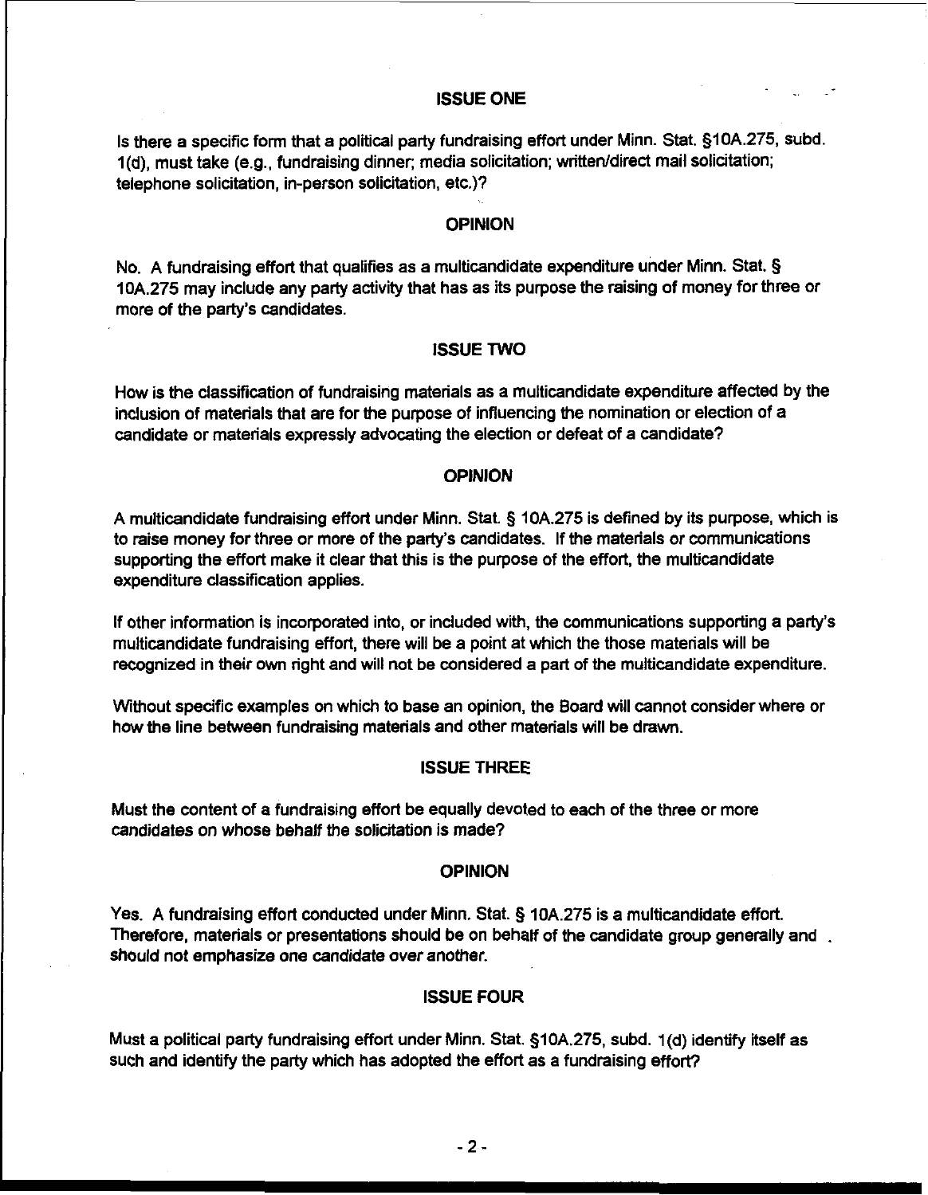## ISSUE ONE

Is there a specific form that a political party fundraising effort under Minn. Stat. §10A.275, subd. 1(d), must take (e.g., fundraising dinner; media solicitation; written/direct mail solicitation; telephone solicitation, in-person solicitation, etc.)?

## OPINION

No. A fundraising effort that qualifies as a multicandidate expenditure under Minn. Stat. § 10A.275 may include any party activity that has as its purpose the raising of money for three or more of the party's candidates.

## ISSUE TWO

How is the classification of fundraising materials as a multicandidate expenditure affected by the inclusion of materials that are for the purpose of influencing the nomination or election of a candidate or materials expressly advocating the election or defeat of a candidate?

## OPINION

A multicandidate fundraising effort under Minn. Stat. § 10A.275 is defined by its purpose, which is to raise money for three or more of the party's candidates. If the materials or communications supporting the effort make it clear that this is the purpose of the effort, the multicandidate expenditure classification applies.

If other information is incorporated into, or included with, the communications supporting a party's multicandidate fundraising effort, there will be a point at which the those materials will be recognized in their own right and will not be considered a part of the multicandidate expenditure.

Without specific examples on which to base an opinion, the Board will cannot consider where or how the line between fundraising materials and other materials will be drawn.

## ISSUE THREE

Must the content of a fundraising effort be equally devoted to each of the three or more candidates on whose behalf the solicitation is made?

## OPINION

Yes. A fundraising effort conducted under Minn. Stat. § 10A.275 is a multicandidate effort. Therefore, materials or presentations should be on behalf of the candidate group generally and should not emphasize one candidate over another.

## ISSUE FOUR

Must a political party fundraising effort under Minn. Stat. §10A.275, subd. 1(d) identify itself as such and identify the party which has adopted the effort as a fundraising effort?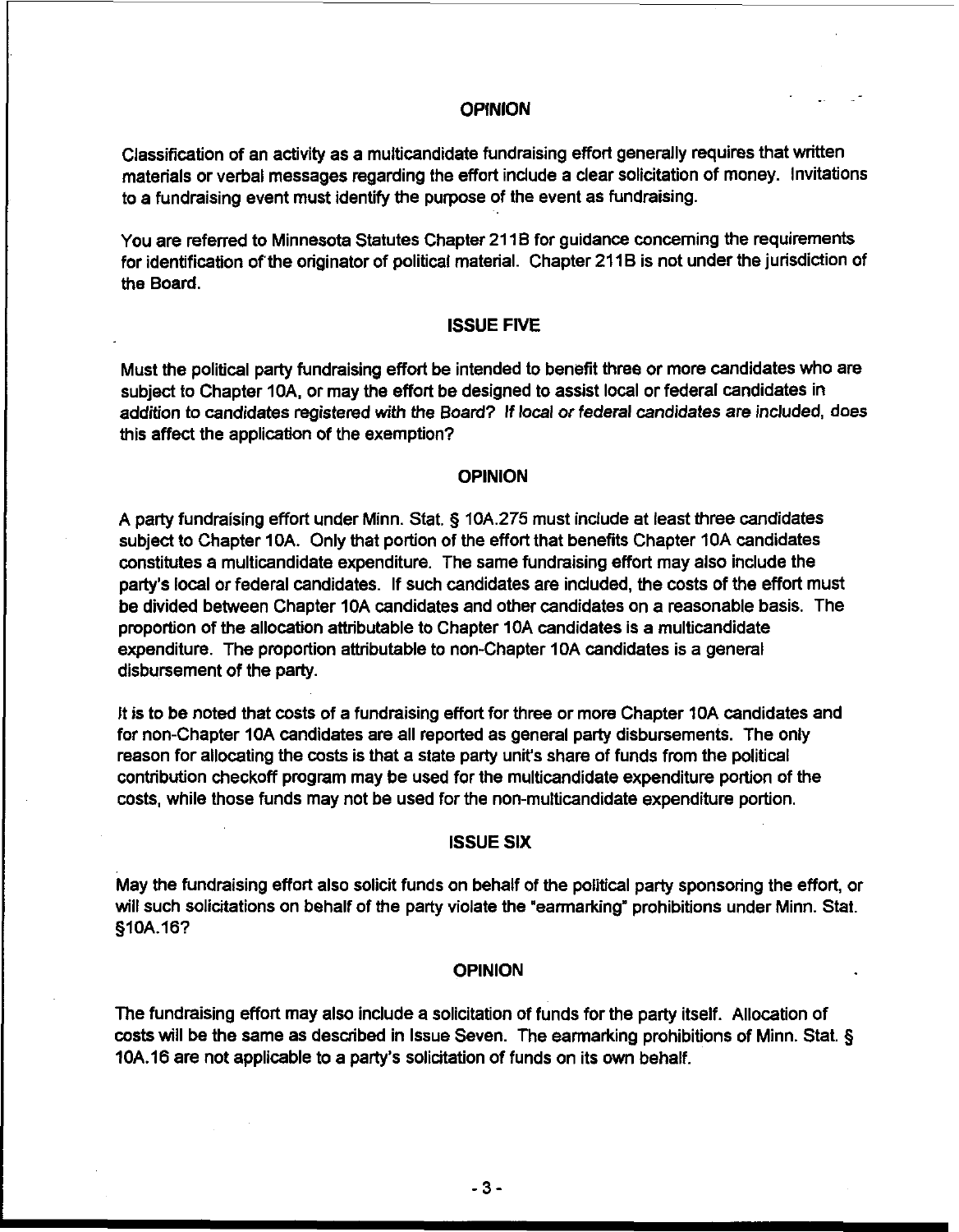## OPINION

Classification of an activity as a multicandidate fundraising effort generally requires that written materials or verbal messages regarding the effort include a clear solicitation of money. Invitations to a fundraising event must identify the purpose of the event as fundraising.

You are referred to Minnesota Statutes Chapter 211B for guidance concerning the requirements for identification of the originator of political material. Chapter 211B is not under the jurisdiction of the Board.

## ISSUE FIVE

Must the political party fundraising effort be intended to benefit three or more candidates who are subject to Chapter 10A, or may the effort be designed to assist local or federal candidates in addition to candidates registered with the Board? If local or federal candidates are included, does this affect the application of the exemption?

## OPINION

A party fundraising effort under Minn. Stat. § 10A.275 must include at least three candidates subject to Chapter 10A. Only that portion of the effort that benefits Chapter 10A candidates constitutes a multicandidate expenditure. The same fundraising effort may also include the party's local or federal candidates. If such candidates are included, the costs of the effort must be divided between Chapter 10A candidates and other candidates on a reasonable basis. The proportion of the allocation attributable to Chapter 10A candidates is a multicandidate expenditure. The proportion attributable to non-Chapter 10A candidates is a general disbursement of the party.

It is to be noted that costs of a fundraising effort for three or more Chapter 10A candidates and for non-Chapter 10A candidates are all reported as general party disbursements. The only reason for allocating the costs is that a state party unit's share of funds from the political contribution checkoff program may be used for the multicandidate expenditure portion of the costs, while those funds may not be used for the non-multicandidate expenditure portion.

## ISSUE SIX

May the fundraising effort also solicit funds on behalf of the political party sponsoring the effort, or will such solicitations on behalf of the party violate the "earmarking" prohibitions under Minn. Stat. §10A.16?

## OPINION

The fundraising effort may also include a solicitation of funds for the party itself. Allocation of costs will be the same as described in Issue Seven. The earmarking prohibitions of Minn. Stat. § 10A.16 are not applicable to a party's solicitation of funds on its own behalf.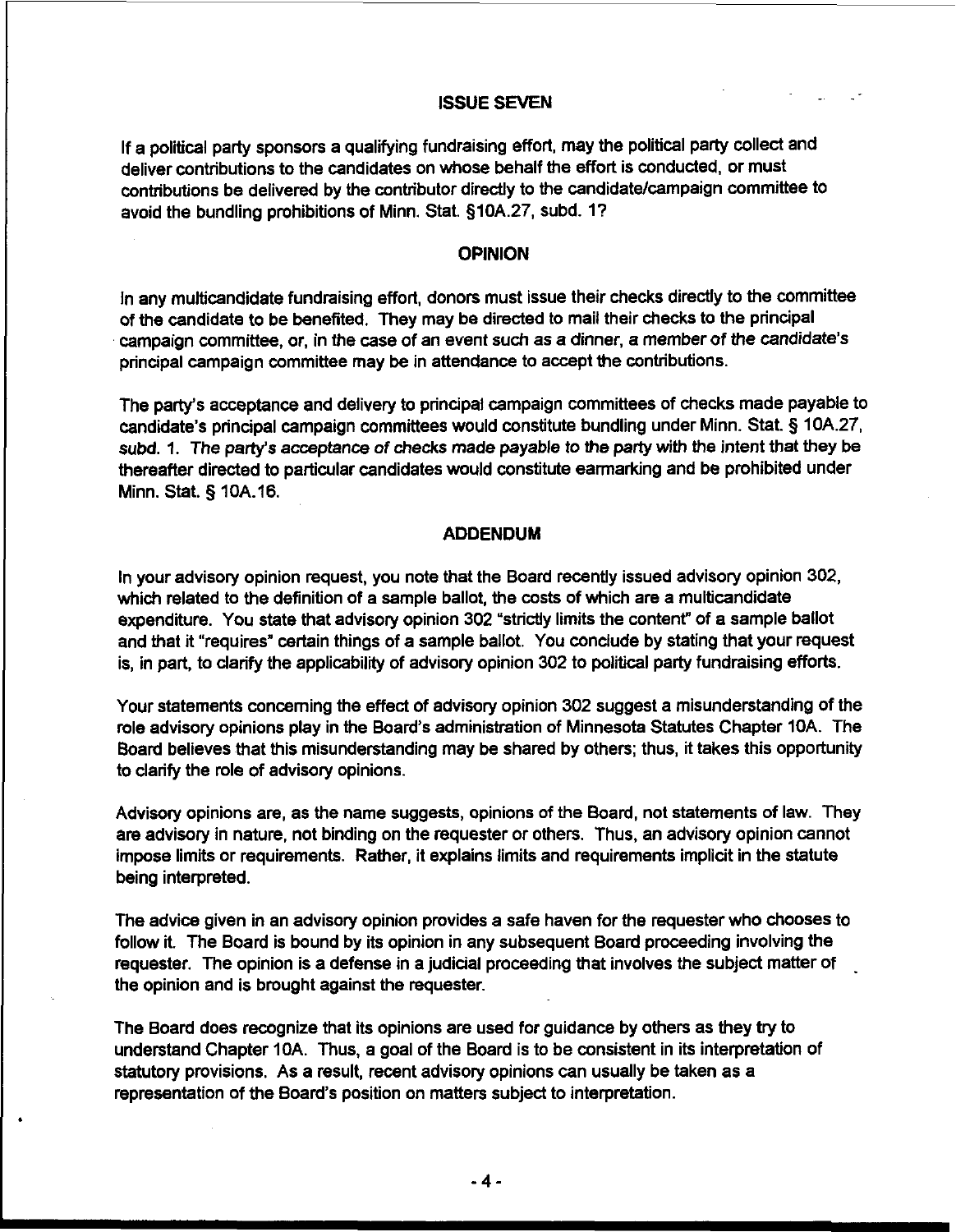## ISSUE SEVEN

If a political party sponsors a qualifying fundraising effort, may the political party collect and deliver contributions to the candidates on whose behalf the effort is conducted, or must contributions be delivered by the contributor directly to the candidate/campaign committee to avoid the bundling prohibitions of Minn. Stat. §10A.27, subd. 1?

## OPINION

In any multicandidate fundraising effort, donors must issue their checks directly to the committee of the candidate to be benefited. They may be directed to mail their checks to the principal campaign committee, or, in the case of an event such as a dinner, a member of the candidate's principal campaign committee may be in attendance to accept the contributions.

The party's acceptance and delivery to principal campaign committees of checks made payable to candidate's principal campaign committees would constitute bundling under Minn. Stat. § 10A.27, subd. 1. The party's acceptance of checks made payable to the party with the intent that they be thereafter directed to particular candidates would constitute earmarking and be prohibited under Minn. Stat. § 10A.16.

## ADDENDUM

In your advisory opinion request, you note that the Board recently issued advisory opinion 302, which related to the definition of a sample ballot, the costs of which are a multicandidate expenditure. You state that advisory opinion 302 "strictly limits the content" of a sample ballot and that it "requires" certain things of a sample ballot. You conclude by stating that your request is, in part, to clarify the applicability of advisory opinion 302 to political party fundraising efforts.

Your statements concerning the effect of advisory opinion 302 suggest a misunderstanding of the role advisory opinions play in the Board's administration of Minnesota Statutes Chapter 10A. The Board believes that this misunderstanding may be shared by others; thus, it takes this opportunity to clarify the role of advisory opinions.

Advisory opinions are, as the name suggests, opinions of the Board, not statements of law. They are advisory in nature, not binding on the requester or others. Thus, an advisory opinion cannot impose limits or requirements. Rather, it explains limits and requirements implicit in the statute being interpreted.

The advice given in an advisory opinion provides a safe haven for the requester who chooses to follow it. The Board is bound by its opinion in any subsequent Board proceeding involving the requester. The opinion is a defense in a judicial proceeding that involves the subject matter of the opinion and is brought against the requester.

The Board does recognize that its opinions are used for guidance by others as they try to understand Chapter 10A. Thus, a goal of the Board is to be consistent in its interpretation of statutory provisions. As a result, recent advisory opinions can usually be taken as a representation of the Board's position on matters subject to interpretation.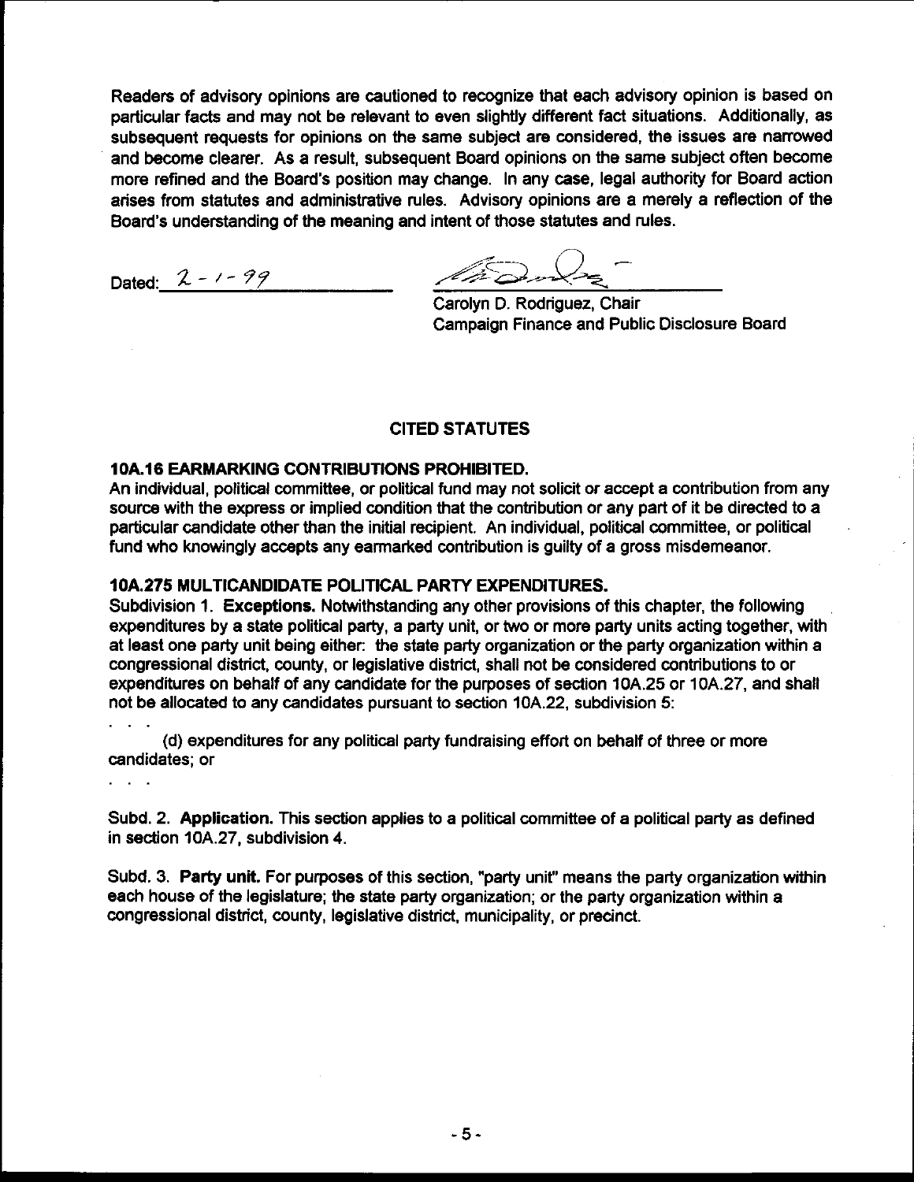Readers of advisory opinions are cautioned to recognize that each advisory opinion is based on particular facts and may not be relevant to even slightly different fact situations. Additionally, as subsequent requests for opinions on the same subject are considered, the issues are narrowed and become clearer. As a result, subsequent Board opinions on the same subject often become more refined and the Board's position may change. In any case, legal authority for Board action arises from statutes and administrative rules. Advisory opinions are a merely a reflection of the Board's understanding of the meaning and intent of those statutes and rules.

Dated: 2-1-99

Carolyn D. Rodriguez, Chair
Campaign Finance and Public Disclosure Board

## CITED STATUTES

**10A.16 EARMARKING CONTRIBUTIONS PROHIBITED.**
An individual, political committee, or political fund may not solicit or accept a contribution from any source with the express or implied condition that the contribution or any part of it be directed to a particular candidate other than the initial recipient. An individual, political committee, or political fund who knowingly accepts any earmarked contribution is guilty of a gross misdemeanor.

**10A.275 MULTICANDIDATE POLITICAL PARTY EXPENDITURES.**
Subdivision 1. **Exceptions.** Notwithstanding any other provisions of this chapter, the following expenditures by a state political party, a party unit, or two or more party units acting together, with at least one party unit being either: the state party organization or the party organization within a congressional district, county, or legislative district, shall not be considered contributions to or expenditures on behalf of any candidate for the purposes of section 10A.25 or 10A.27, and shall not be allocated to any candidates pursuant to section 10A.22, subdivision 5:

. . .

(d) expenditures for any political party fundraising effort on behalf of three or more candidates; or

. . .

Subd. 2. **Application.** This section applies to a political committee of a political party as defined in section 10A.27, subdivision 4.

Subd. 3. **Party unit.** For purposes of this section, "party unit" means the party organization within each house of the legislature; the state party organization; or the party organization within a congressional district, county, legislative district, municipality, or precinct.